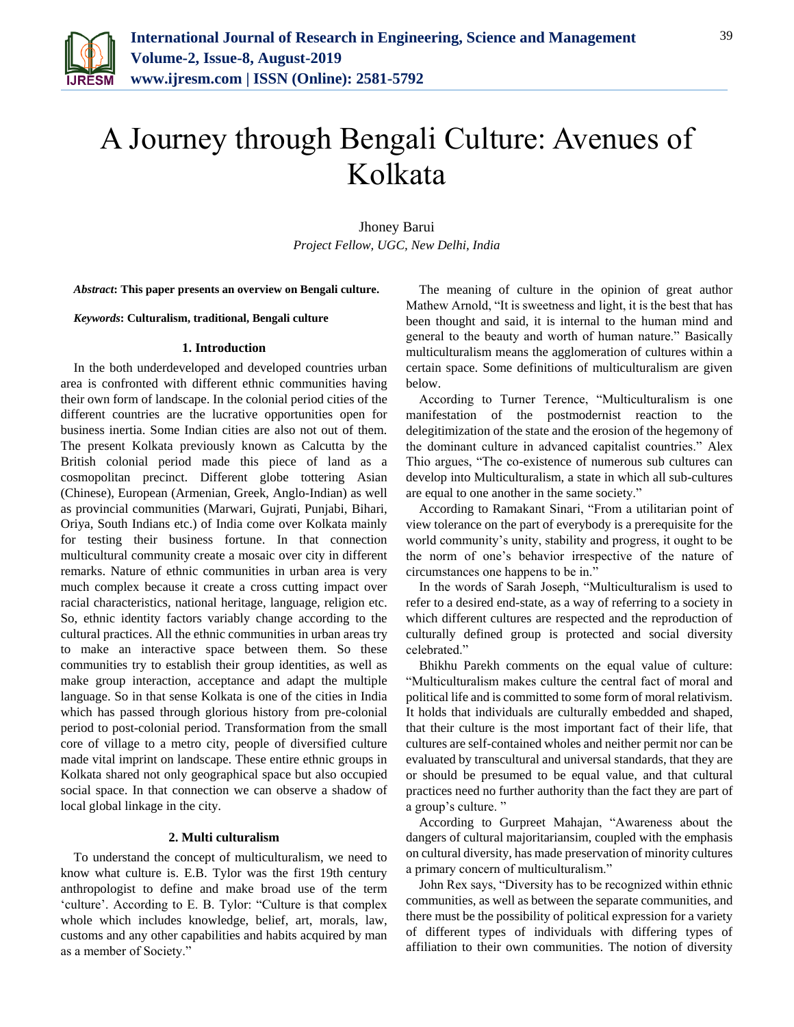# A Journey through Bengali Culture: Avenues of Kolkata

Jhoney Barui

*Project Fellow, UGC, New Delhi, India*

***Abstract*: This paper presents an overview on Bengali culture.**

***Keywords*: Culturalism, traditional, Bengali culture**

## 1. Introduction

In the both underdeveloped and developed countries urban area is confronted with different ethnic communities having their own form of landscape. In the colonial period cities of the different countries are the lucrative opportunities open for business inertia. Some Indian cities are also not out of them. The present Kolkata previously known as Calcutta by the British colonial period made this piece of land as a cosmopolitan precinct. Different globe tottering Asian (Chinese), European (Armenian, Greek, Anglo-Indian) as well as provincial communities (Marwari, Gujrati, Punjabi, Bihari, Oriya, South Indians etc.) of India come over Kolkata mainly for testing their business fortune. In that connection multicultural community create a mosaic over city in different remarks. Nature of ethnic communities in urban area is very much complex because it create a cross cutting impact over racial characteristics, national heritage, language, religion etc. So, ethnic identity factors variably change according to the cultural practices. All the ethnic communities in urban areas try to make an interactive space between them. So these communities try to establish their group identities, as well as make group interaction, acceptance and adapt the multiple language. So in that sense Kolkata is one of the cities in India which has passed through glorious history from pre-colonial period to post-colonial period. Transformation from the small core of village to a metro city, people of diversified culture made vital imprint on landscape. These entire ethnic groups in Kolkata shared not only geographical space but also occupied social space. In that connection we can observe a shadow of local global linkage in the city.

## 2. Multi culturalism

To understand the concept of multiculturalism, we need to know what culture is. E.B. Tylor was the first 19th century anthropologist to define and make broad use of the term 'culture'. According to E. B. Tylor: "Culture is that complex whole which includes knowledge, belief, art, morals, law, customs and any other capabilities and habits acquired by man as a member of Society."

The meaning of culture in the opinion of great author Mathew Arnold, "It is sweetness and light, it is the best that has been thought and said, it is internal to the human mind and general to the beauty and worth of human nature." Basically multiculturalism means the agglomeration of cultures within a certain space. Some definitions of multiculturalism are given below.

According to Turner Terence, "Multiculturalism is one manifestation of the postmodernist reaction to the delegitimization of the state and the erosion of the hegemony of the dominant culture in advanced capitalist countries." Alex Thio argues, "The co-existence of numerous sub cultures can develop into Multiculturalism, a state in which all sub-cultures are equal to one another in the same society."

According to Ramakant Sinari, "From a utilitarian point of view tolerance on the part of everybody is a prerequisite for the world community's unity, stability and progress, it ought to be the norm of one's behavior irrespective of the nature of circumstances one happens to be in."

In the words of Sarah Joseph, "Multiculturalism is used to refer to a desired end-state, as a way of referring to a society in which different cultures are respected and the reproduction of culturally defined group is protected and social diversity celebrated."

Bhikhu Parekh comments on the equal value of culture: "Multiculturalism makes culture the central fact of moral and political life and is committed to some form of moral relativism. It holds that individuals are culturally embedded and shaped, that their culture is the most important fact of their life, that cultures are self-contained wholes and neither permit nor can be evaluated by transcultural and universal standards, that they are or should be presumed to be equal value, and that cultural practices need no further authority than the fact they are part of a group's culture. "

According to Gurpreet Mahajan, "Awareness about the dangers of cultural majoritariansim, coupled with the emphasis on cultural diversity, has made preservation of minority cultures a primary concern of multiculturalism."

John Rex says, "Diversity has to be recognized within ethnic communities, as well as between the separate communities, and there must be the possibility of political expression for a variety of different types of individuals with differing types of affiliation to their own communities. The notion of diversity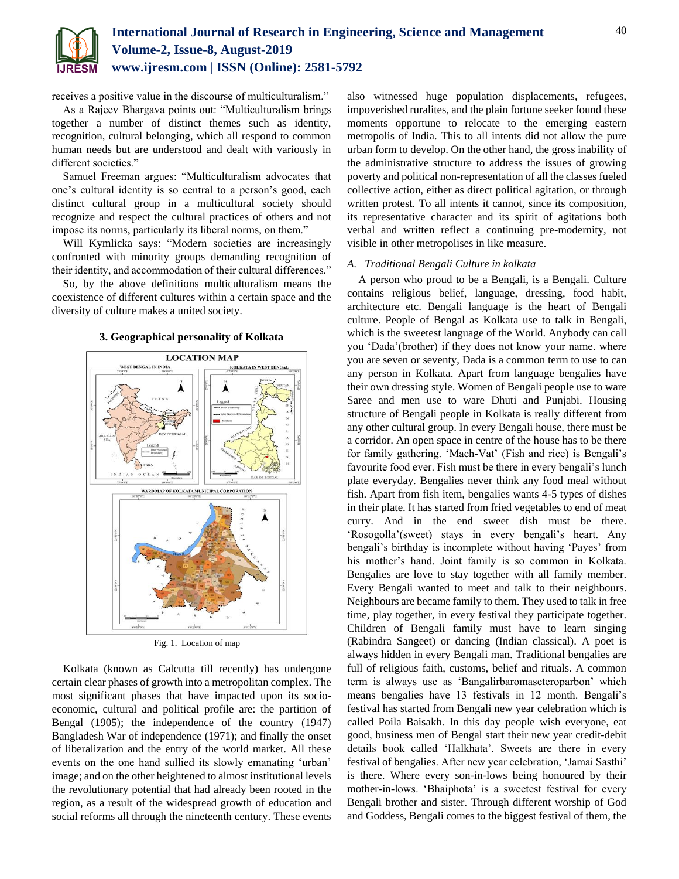receives a positive value in the discourse of multiculturalism."

As a Rajeev Bhargava points out: "Multiculturalism brings together a number of distinct themes such as identity, recognition, cultural belonging, which all respond to common human needs but are understood and dealt with variously in different societies."

Samuel Freeman argues: "Multiculturalism advocates that one's cultural identity is so central to a person's good, each distinct cultural group in a multicultural society should recognize and respect the cultural practices of others and not impose its norms, particularly its liberal norms, on them."

Will Kymlicka says: "Modern societies are increasingly confronted with minority groups demanding recognition of their identity, and accommodation of their cultural differences."

So, by the above definitions multiculturalism means the coexistence of different cultures within a certain space and the diversity of culture makes a united society.

## 3. Geographical personality of Kolkata

Fig. 1. Location of map

Kolkata (known as Calcutta till recently) has undergone certain clear phases of growth into a metropolitan complex. The most significant phases that have impacted upon its socio-economic, cultural and political profile are: the partition of Bengal (1905); the independence of the country (1947) Bangladesh War of independence (1971); and finally the onset of liberalization and the entry of the world market. All these events on the one hand sullied its slowly emanating 'urban' image; and on the other heightened to almost institutional levels the revolutionary potential that had already been rooted in the region, as a result of the widespread growth of education and social reforms all through the nineteenth century. These events also witnessed huge population displacements, refugees, impoverished ruralites, and the plain fortune seeker found these moments opportune to relocate to the emerging eastern metropolis of India. This to all intents did not allow the pure urban form to develop. On the other hand, the gross inability of the administrative structure to address the issues of growing poverty and political non-representation of all the classes fueled collective action, either as direct political agitation, or through written protest. To all intents it cannot, since its composition, its representative character and its spirit of agitations both verbal and written reflect a continuing pre-modernity, not visible in other metropolises in like measure.

### *A. Traditional Bengali Culture in kolkata*

A person who proud to be a Bengali, is a Bengali. Culture contains religious belief, language, dressing, food habit, architecture etc. Bengali language is the heart of Bengali culture. People of Bengal as Kolkata use to talk in Bengali, which is the sweetest language of the World. Anybody can call you 'Dada'(brother) if they does not know your name. where you are seven or seventy, Dada is a common term to use to can any person in Kolkata. Apart from language bengalies have their own dressing style. Women of Bengali people use to ware Saree and men use to ware Dhuti and Punjabi. Housing structure of Bengali people in Kolkata is really different from any other cultural group. In every Bengali house, there must be a corridor. An open space in centre of the house has to be there for family gathering. 'Mach-Vat' (Fish and rice) is Bengali's favourite food ever. Fish must be there in every bengali's lunch plate everyday. Bengalies never think any food meal without fish. Apart from fish item, bengalies wants 4-5 types of dishes in their plate. It has started from fried vegetables to end of meat curry. And in the end sweet dish must be there. 'Rosogolla'(sweet) stays in every bengali's heart. Any bengali's birthday is incomplete without having 'Payes' from his mother's hand. Joint family is so common in Kolkata. Bengalies are love to stay together with all family member. Every Bengali wanted to meet and talk to their neighbours. Neighbours are became family to them. They used to talk in free time, play together, in every festival they participate together. Children of Bengali family must have to learn singing (Rabindra Sangeet) or dancing (Indian classical). A poet is always hidden in every Bengali man. Traditional bengalies are full of religious faith, customs, belief and rituals. A common term is always use as 'Bangalirbaromaseteroparbon' which means bengalies have 13 festivals in 12 month. Bengali's festival has started from Bengali new year celebration which is called Poila Baisakh. In this day people wish everyone, eat good, business men of Bengal start their new year credit-debit details book called 'Halkhata'. Sweets are there in every festival of bengalies. After new year celebration, 'Jamai Sasthi' is there. Where every son-in-lows being honoured by their mother-in-lows. 'Bhaiphota' is a sweetest festival for every Bengali brother and sister. Through different worship of God and Goddess, Bengali comes to the biggest festival of them, the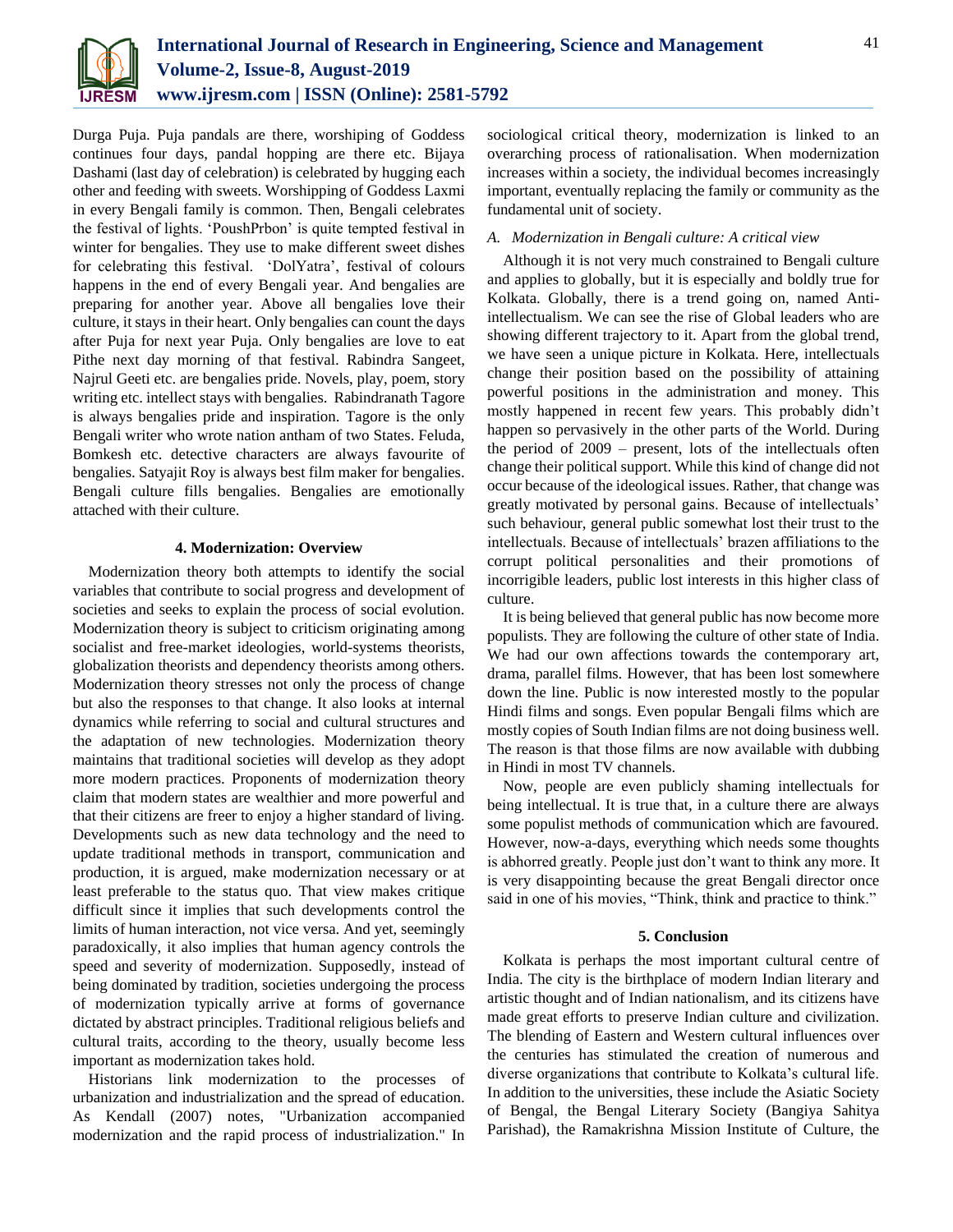Durga Puja. Puja pandals are there, worshiping of Goddess continues four days, pandal hopping are there etc. Bijaya Dashami (last day of celebration) is celebrated by hugging each other and feeding with sweets. Worshipping of Goddess Laxmi in every Bengali family is common. Then, Bengali celebrates the festival of lights. 'PoushPrbon' is quite tempted festival in winter for bengalies. They use to make different sweet dishes for celebrating this festival. 'DolYatra', festival of colours happens in the end of every Bengali year. And bengalies are preparing for another year. Above all bengalies love their culture, it stays in their heart. Only bengalies can count the days after Puja for next year Puja. Only bengalies are love to eat Pithe next day morning of that festival. Rabindra Sangeet, Najrul Geeti etc. are bengalies pride. Novels, play, poem, story writing etc. intellect stays with bengalies. Rabindranath Tagore is always bengalies pride and inspiration. Tagore is the only Bengali writer who wrote nation antham of two States. Feluda, Bomkesh etc. detective characters are always favourite of bengalies. Satyajit Roy is always best film maker for bengalies. Bengali culture fills bengalies. Bengalies are emotionally attached with their culture.

## 4. Modernization: Overview

Modernization theory both attempts to identify the social variables that contribute to social progress and development of societies and seeks to explain the process of social evolution. Modernization theory is subject to criticism originating among socialist and free-market ideologies, world-systems theorists, globalization theorists and dependency theorists among others. Modernization theory stresses not only the process of change but also the responses to that change. It also looks at internal dynamics while referring to social and cultural structures and the adaptation of new technologies. Modernization theory maintains that traditional societies will develop as they adopt more modern practices. Proponents of modernization theory claim that modern states are wealthier and more powerful and that their citizens are freer to enjoy a higher standard of living. Developments such as new data technology and the need to update traditional methods in transport, communication and production, it is argued, make modernization necessary or at least preferable to the status quo. That view makes critique difficult since it implies that such developments control the limits of human interaction, not vice versa. And yet, seemingly paradoxically, it also implies that human agency controls the speed and severity of modernization. Supposedly, instead of being dominated by tradition, societies undergoing the process of modernization typically arrive at forms of governance dictated by abstract principles. Traditional religious beliefs and cultural traits, according to the theory, usually become less important as modernization takes hold.

Historians link modernization to the processes of urbanization and industrialization and the spread of education. As Kendall (2007) notes, "Urbanization accompanied modernization and the rapid process of industrialization." In sociological critical theory, modernization is linked to an overarching process of rationalisation. When modernization increases within a society, the individual becomes increasingly important, eventually replacing the family or community as the fundamental unit of society.

### *A. Modernization in Bengali culture: A critical view*

Although it is not very much constrained to Bengali culture and applies to globally, but it is especially and boldly true for Kolkata. Globally, there is a trend going on, named Anti-intellectualism. We can see the rise of Global leaders who are showing different trajectory to it. Apart from the global trend, we have seen a unique picture in Kolkata. Here, intellectuals change their position based on the possibility of attaining powerful positions in the administration and money. This mostly happened in recent few years. This probably didn't happen so pervasively in the other parts of the World. During the period of 2009 – present, lots of the intellectuals often change their political support. While this kind of change did not occur because of the ideological issues. Rather, that change was greatly motivated by personal gains. Because of intellectuals' such behaviour, general public somewhat lost their trust to the intellectuals. Because of intellectuals' brazen affiliations to the corrupt political personalities and their promotions of incorrigible leaders, public lost interests in this higher class of culture.

It is being believed that general public has now become more populists. They are following the culture of other state of India. We had our own affections towards the contemporary art, drama, parallel films. However, that has been lost somewhere down the line. Public is now interested mostly to the popular Hindi films and songs. Even popular Bengali films which are mostly copies of South Indian films are not doing business well. The reason is that those films are now available with dubbing in Hindi in most TV channels.

Now, people are even publicly shaming intellectuals for being intellectual. It is true that, in a culture there are always some populist methods of communication which are favoured. However, now-a-days, everything which needs some thoughts is abhorred greatly. People just don't want to think any more. It is very disappointing because the great Bengali director once said in one of his movies, "Think, think and practice to think."

## 5. Conclusion

Kolkata is perhaps the most important cultural centre of India. The city is the birthplace of modern Indian literary and artistic thought and of Indian nationalism, and its citizens have made great efforts to preserve Indian culture and civilization. The blending of Eastern and Western cultural influences over the centuries has stimulated the creation of numerous and diverse organizations that contribute to Kolkata's cultural life. In addition to the universities, these include the Asiatic Society of Bengal, the Bengal Literary Society (Bangiya Sahitya Parishad), the Ramakrishna Mission Institute of Culture, the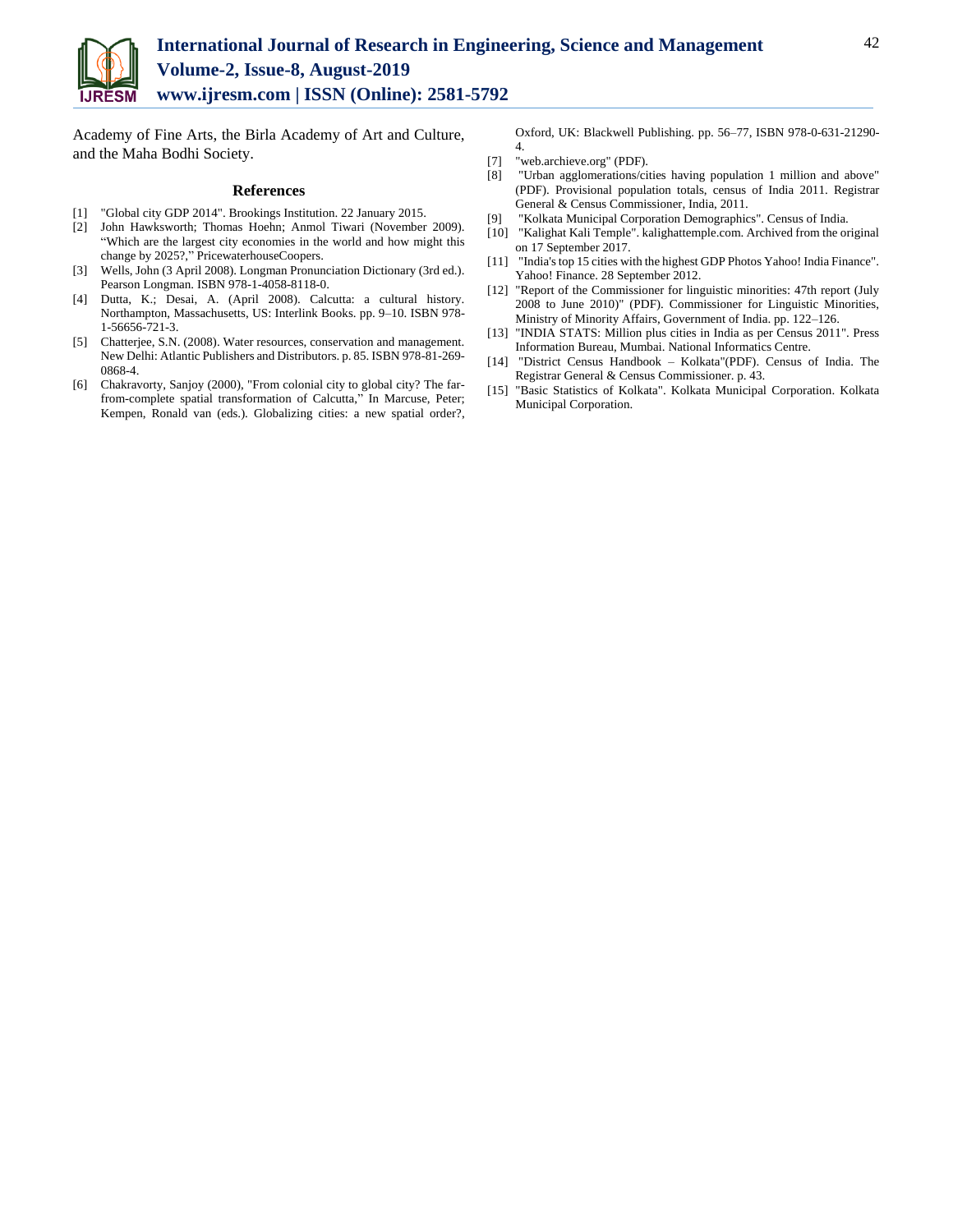Academy of Fine Arts, the Birla Academy of Art and Culture, and the Maha Bodhi Society.

## References

[1] "Global city GDP 2014". Brookings Institution. 22 January 2015.

[2] John Hawksworth; Thomas Hoehn; Anmol Tiwari (November 2009). "Which are the largest city economies in the world and how might this change by 2025?," PricewaterhouseCoopers.

[3] Wells, John (3 April 2008). Longman Pronunciation Dictionary (3rd ed.). Pearson Longman. ISBN 978-1-4058-8118-0.

[4] Dutta, K.; Desai, A. (April 2008). Calcutta: a cultural history. Northampton, Massachusetts, US: Interlink Books. pp. 9–10. ISBN 978-1-56656-721-3.

[5] Chatterjee, S.N. (2008). Water resources, conservation and management. New Delhi: Atlantic Publishers and Distributors. p. 85. ISBN 978-81-269-0868-4.

[6] Chakravorty, Sanjoy (2000), "From colonial city to global city? The far-from-complete spatial transformation of Calcutta," In Marcuse, Peter; Kempen, Ronald van (eds.). Globalizing cities: a new spatial order?, Oxford, UK: Blackwell Publishing. pp. 56–77, ISBN 978-0-631-21290-4.

[7] "web.archieve.org" (PDF).

[8] "Urban agglomerations/cities having population 1 million and above" (PDF). Provisional population totals, census of India 2011. Registrar General & Census Commissioner, India, 2011.

[9] "Kolkata Municipal Corporation Demographics". Census of India.

[10] "Kalighat Kali Temple". kalighattemple.com. Archived from the original on 17 September 2017.

[11] "India's top 15 cities with the highest GDP Photos Yahoo! India Finance". Yahoo! Finance. 28 September 2012.

[12] "Report of the Commissioner for linguistic minorities: 47th report (July 2008 to June 2010)" (PDF). Commissioner for Linguistic Minorities, Ministry of Minority Affairs, Government of India. pp. 122–126.

[13] "INDIA STATS: Million plus cities in India as per Census 2011". Press Information Bureau, Mumbai. National Informatics Centre.

[14] "District Census Handbook – Kolkata"(PDF). Census of India. The Registrar General & Census Commissioner. p. 43.

[15] "Basic Statistics of Kolkata". Kolkata Municipal Corporation. Kolkata Municipal Corporation.